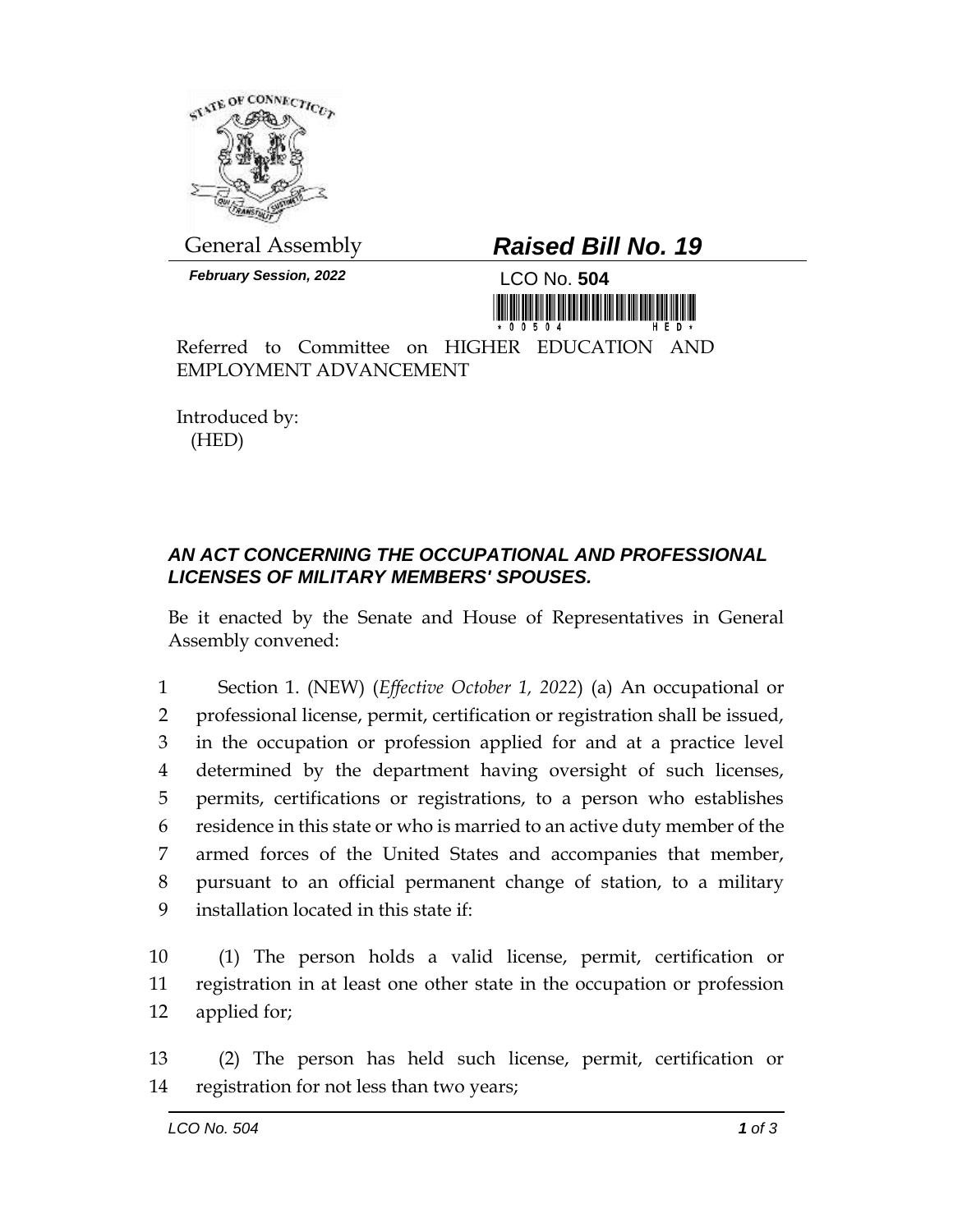General Assembly

***Raised Bill No. 19***

***February Session, 2022***

LCO No. **504**

Referred to Committee on HIGHER EDUCATION AND EMPLOYMENT ADVANCEMENT

Introduced by:
(HED)

## *AN ACT CONCERNING THE OCCUPATIONAL AND PROFESSIONAL LICENSES OF MILITARY MEMBERS' SPOUSES.*

Be it enacted by the Senate and House of Representatives in General Assembly convened:

1 Section 1. (NEW) (*Effective October 1, 2022*) (a) An occupational or
2 professional license, permit, certification or registration shall be issued,
3 in the occupation or profession applied for and at a practice level
4 determined by the department having oversight of such licenses,
5 permits, certifications or registrations, to a person who establishes
6 residence in this state or who is married to an active duty member of the
7 armed forces of the United States and accompanies that member,
8 pursuant to an official permanent change of station, to a military
9 installation located in this state if:

10 (1) The person holds a valid license, permit, certification or
11 registration in at least one other state in the occupation or profession
12 applied for;

13 (2) The person has held such license, permit, certification or
14 registration for not less than two years;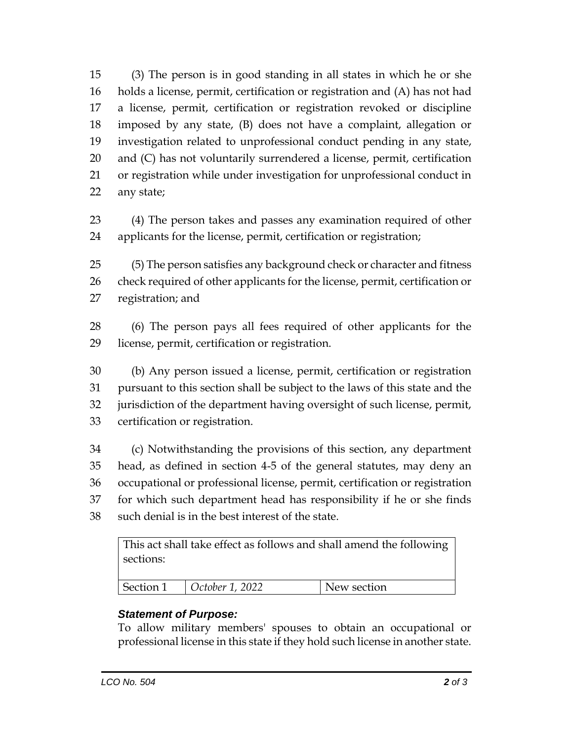(3) The person is in good standing in all states in which he or she holds a license, permit, certification or registration and (A) has not had a license, permit, certification or registration revoked or discipline imposed by any state, (B) does not have a complaint, allegation or investigation related to unprofessional conduct pending in any state, and (C) has not voluntarily surrendered a license, permit, certification or registration while under investigation for unprofessional conduct in any state;

(4) The person takes and passes any examination required of other applicants for the license, permit, certification or registration;

(5) The person satisfies any background check or character and fitness check required of other applicants for the license, permit, certification or registration; and

(6) The person pays all fees required of other applicants for the license, permit, certification or registration.

(b) Any person issued a license, permit, certification or registration pursuant to this section shall be subject to the laws of this state and the jurisdiction of the department having oversight of such license, permit, certification or registration.

(c) Notwithstanding the provisions of this section, any department head, as defined in section 4-5 of the general statutes, may deny an occupational or professional license, permit, certification or registration for which such department head has responsibility if he or she finds such denial is in the best interest of the state.

| This act shall take effect as follows and shall amend the following sections: | | |
|---|---|---|
| Section 1 | *October 1, 2022* | New section |

***Statement of Purpose:***

To allow military members' spouses to obtain an occupational or professional license in this state if they hold such license in another state.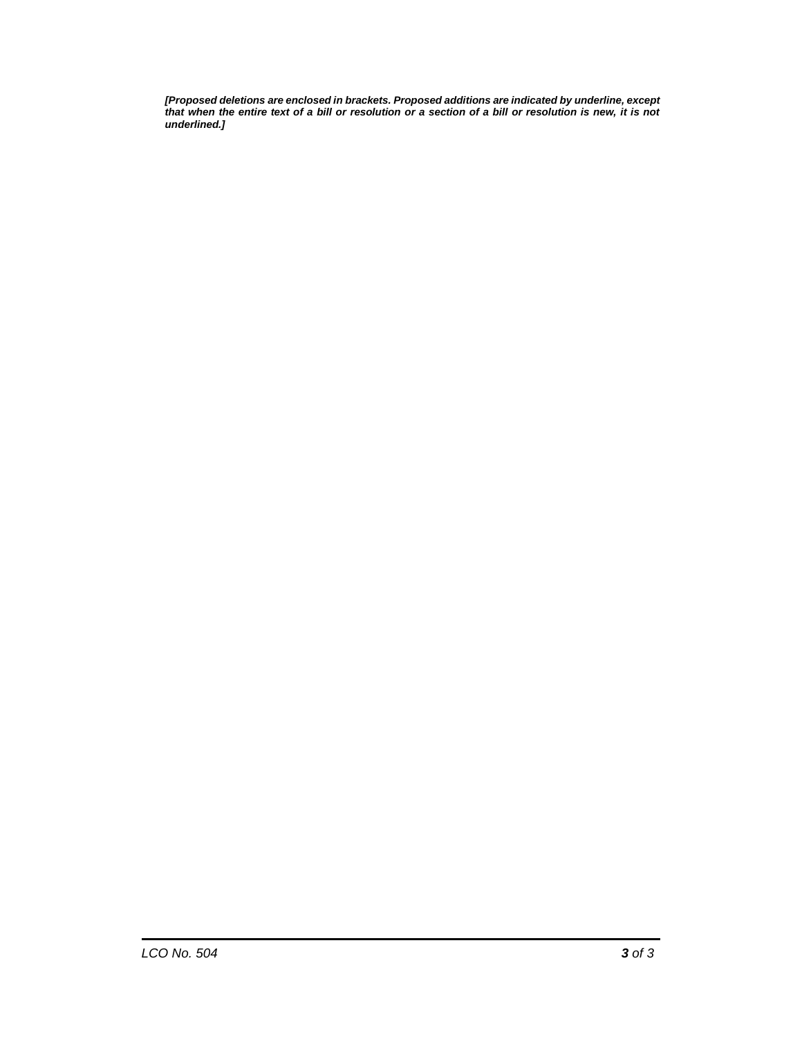***[Proposed deletions are enclosed in brackets. Proposed additions are indicated by underline, except that when the entire text of a bill or resolution or a section of a bill or resolution is new, it is not underlined.]***